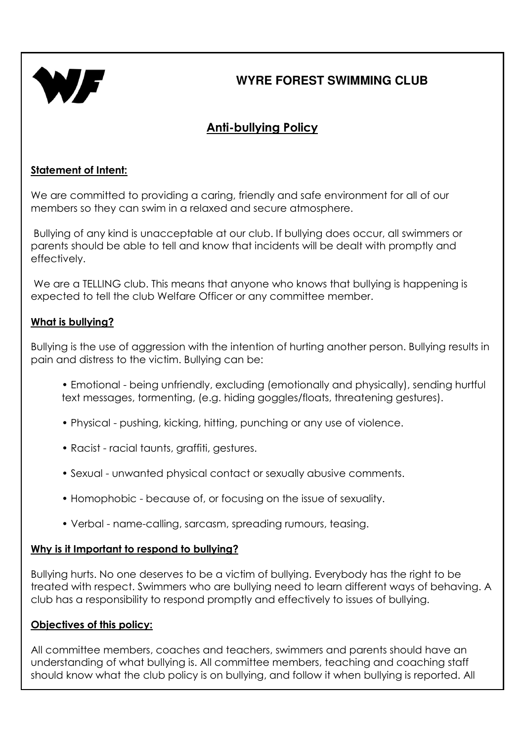# WYRE FOREST SWIMMING CLUB

## Anti-bullying Policy

### Statement of Intent:

We are committed to providing a caring, friendly and safe environment for all of our members so they can swim in a relaxed and secure atmosphere.

Bullying of any kind is unacceptable at our club. If bullying does occur, all swimmers or parents should be able to tell and know that incidents will be dealt with promptly and effectively.

We are a TELLING club. This means that anyone who knows that bullying is happening is expected to tell the club Welfare Officer or any committee member.

### What is bullying?

Bullying is the use of aggression with the intention of hurting another person. Bullying results in pain and distress to the victim. Bullying can be:

- Emotional - being unfriendly, excluding (emotionally and physically), sending hurtful text messages, tormenting, (e.g. hiding goggles/floats, threatening gestures).
- Physical - pushing, kicking, hitting, punching or any use of violence.
- Racist - racial taunts, graffiti, gestures.
- Sexual - unwanted physical contact or sexually abusive comments.
- Homophobic - because of, or focusing on the issue of sexuality.
- Verbal - name-calling, sarcasm, spreading rumours, teasing.

### Why is it Important to respond to bullying?

Bullying hurts. No one deserves to be a victim of bullying. Everybody has the right to be treated with respect. Swimmers who are bullying need to learn different ways of behaving. A club has a responsibility to respond promptly and effectively to issues of bullying.

### Objectives of this policy:

All committee members, coaches and teachers, swimmers and parents should have an understanding of what bullying is. All committee members, teaching and coaching staff should know what the club policy is on bullying, and follow it when bullying is reported. All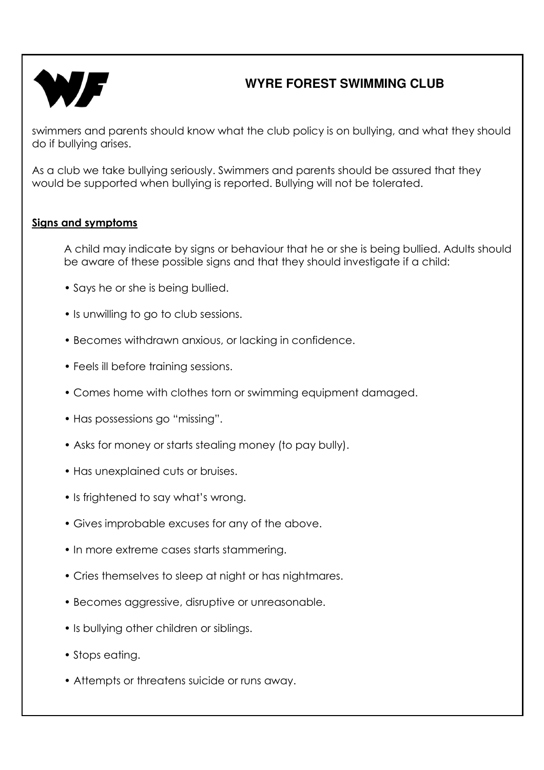swimmers and parents should know what the club policy is on bullying, and what they should do if bullying arises.

As a club we take bullying seriously. Swimmers and parents should be assured that they would be supported when bullying is reported. Bullying will not be tolerated.

## Signs and symptoms

A child may indicate by signs or behaviour that he or she is being bullied. Adults should be aware of these possible signs and that they should investigate if a child:

- Says he or she is being bullied.
- Is unwilling to go to club sessions.
- Becomes withdrawn anxious, or lacking in confidence.
- Feels ill before training sessions.
- Comes home with clothes torn or swimming equipment damaged.
- Has possessions go "missing".
- Asks for money or starts stealing money (to pay bully).
- Has unexplained cuts or bruises.
- Is frightened to say what's wrong.
- Gives improbable excuses for any of the above.
- In more extreme cases starts stammering.
- Cries themselves to sleep at night or has nightmares.
- Becomes aggressive, disruptive or unreasonable.
- Is bullying other children or siblings.
- Stops eating.
- Attempts or threatens suicide or runs away.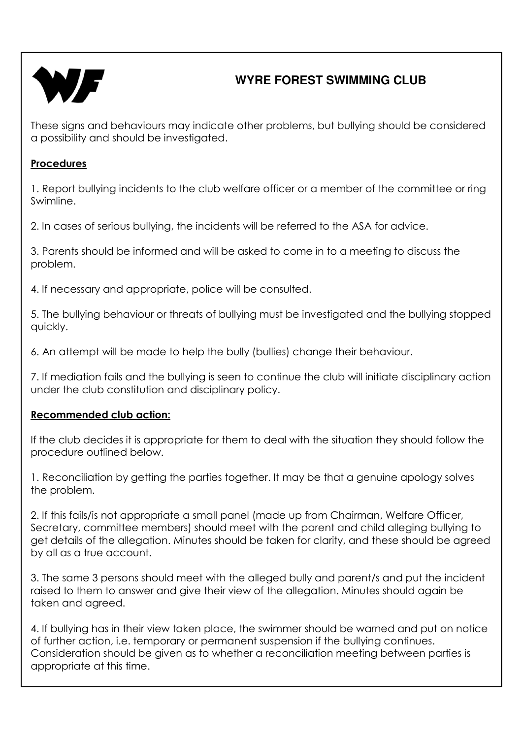These signs and behaviours may indicate other problems, but bullying should be considered a possibility and should be investigated.

**Procedures**

1. Report bullying incidents to the club welfare officer or a member of the committee or ring Swimline.

2. In cases of serious bullying, the incidents will be referred to the ASA for advice.

3. Parents should be informed and will be asked to come in to a meeting to discuss the problem.

4. If necessary and appropriate, police will be consulted.

5. The bullying behaviour or threats of bullying must be investigated and the bullying stopped quickly.

6. An attempt will be made to help the bully (bullies) change their behaviour.

7. If mediation fails and the bullying is seen to continue the club will initiate disciplinary action under the club constitution and disciplinary policy.

**Recommended club action:**

If the club decides it is appropriate for them to deal with the situation they should follow the procedure outlined below.

1. Reconciliation by getting the parties together. It may be that a genuine apology solves the problem.

2. If this fails/is not appropriate a small panel (made up from Chairman, Welfare Officer, Secretary, committee members) should meet with the parent and child alleging bullying to get details of the allegation. Minutes should be taken for clarity, and these should be agreed by all as a true account.

3. The same 3 persons should meet with the alleged bully and parent/s and put the incident raised to them to answer and give their view of the allegation. Minutes should again be taken and agreed.

4. If bullying has in their view taken place, the swimmer should be warned and put on notice of further action, i.e. temporary or permanent suspension if the bullying continues. Consideration should be given as to whether a reconciliation meeting between parties is appropriate at this time.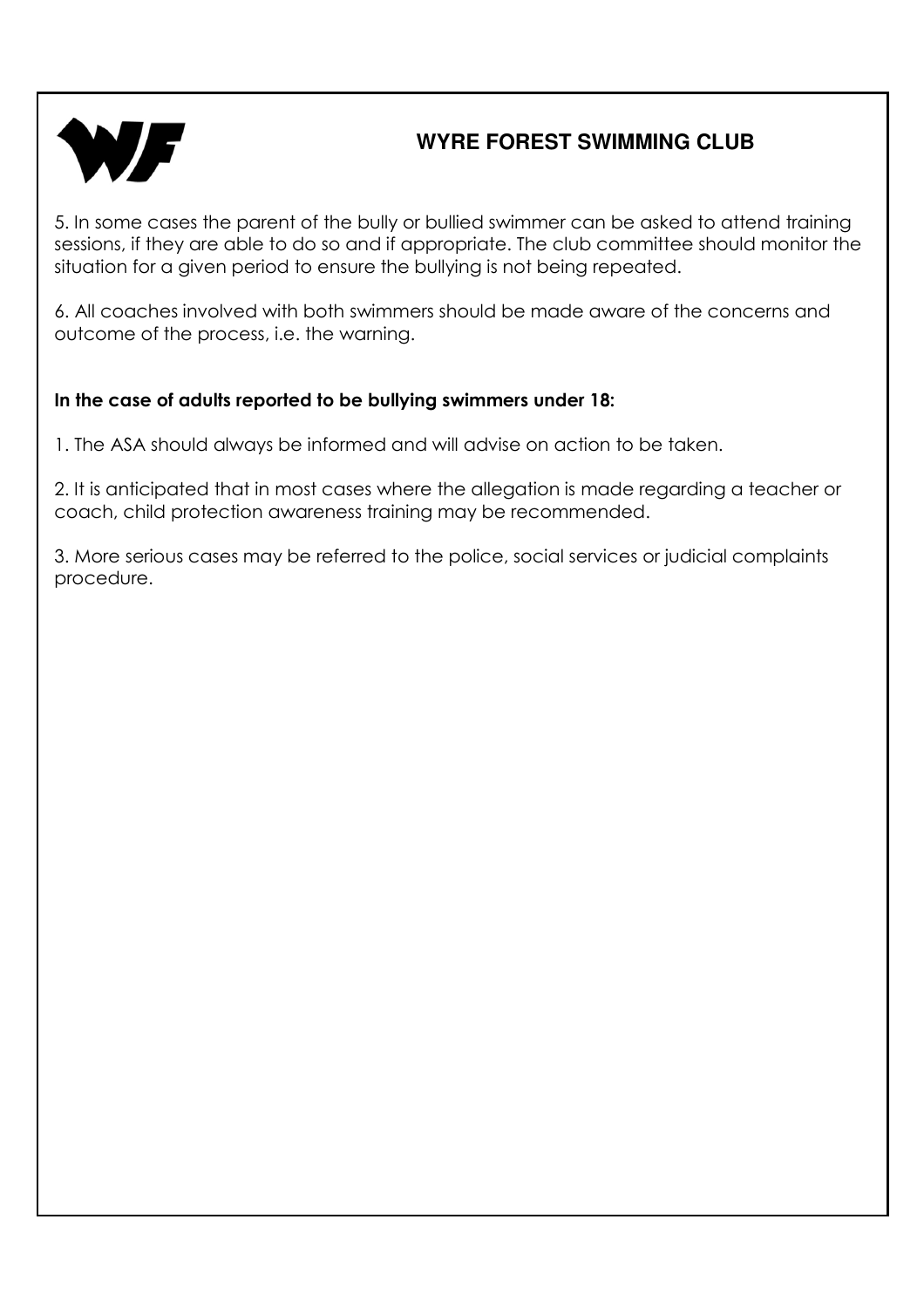5. In some cases the parent of the bully or bullied swimmer can be asked to attend training sessions, if they are able to do so and if appropriate. The club committee should monitor the situation for a given period to ensure the bullying is not being repeated.

6. All coaches involved with both swimmers should be made aware of the concerns and outcome of the process, i.e. the warning.

**In the case of adults reported to be bullying swimmers under 18:**

1. The ASA should always be informed and will advise on action to be taken.

2. It is anticipated that in most cases where the allegation is made regarding a teacher or coach, child protection awareness training may be recommended.

3. More serious cases may be referred to the police, social services or judicial complaints procedure.